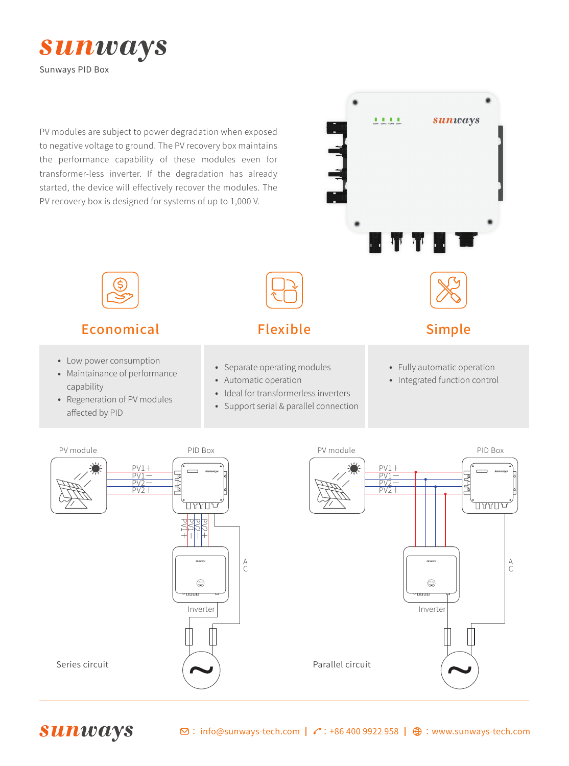# sunways

Sunways PID Box

PV modules are subject to power degradation when exposed to negative voltage to ground. The PV recovery box maintains the performance capability of these modules even for transformer-less inverter. If the degradation has already started, the device will effectively recover the modules. The PV recovery box is designed for systems of up to 1,000 V.

## Economical

- Low power consumption
- Maintainance of performance capability
- Regeneration of PV modules affected by PID

## Flexible

- Separate operating modules
- Automatic operation
- Ideal for transformerless inverters
- Support serial & parallel connection

## Simple

- Fully automatic operation
- Integrated function control

PV module — PID Box — PV1+ PV1− PV2− PV2+ — Inverter — AC

Series circuit

PV module — PID Box — PV1+ PV1− PV2− PV2+ — Inverter — AC

Parallel circuit

sunways

info@sunways-tech.com | : +86 400 9922 958 | : www.sunways-tech.com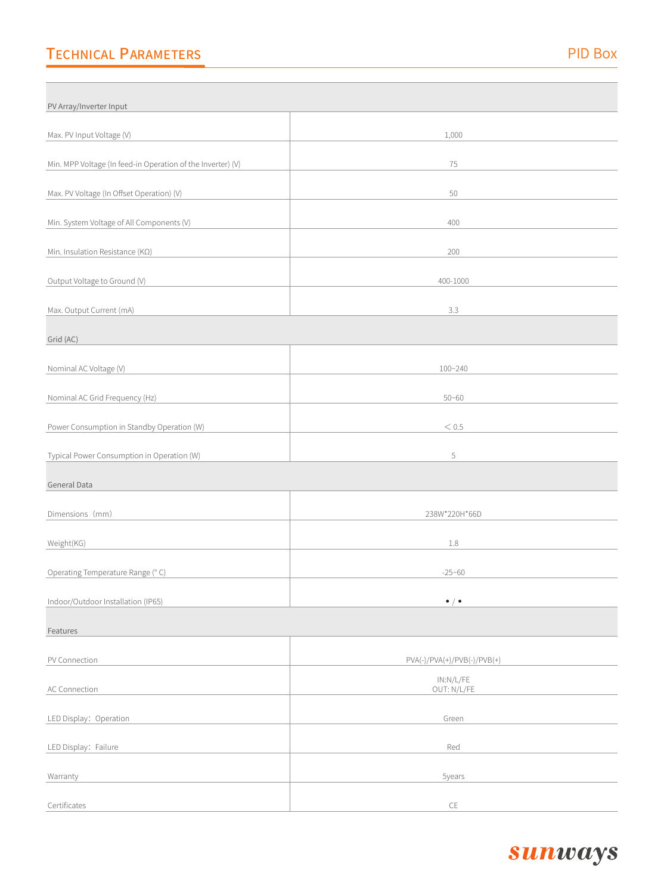## Technical Parameters

PID Box

| | |
|---|---|
| **PV Array/Inverter Input** | |
| Max. PV Input Voltage (V) | 1,000 |
| Min. MPP Voltage (In feed-in Operation of the Inverter) (V) | 75 |
| Max. PV Voltage (In Offset Operation) (V) | 50 |
| Min. System Voltage of All Components (V) | 400 |
| Min. Insulation Resistance (KΩ) | 200 |
| Output Voltage to Ground (V) | 400-1000 |
| Max. Output Current (mA) | 3.3 |
| **Grid (AC)** | |
| Nominal AC Voltage (V) | 100~240 |
| Nominal AC Grid Frequency (Hz) | 50~60 |
| Power Consumption in Standby Operation (W) | ＜0.5 |
| Typical Power Consumption in Operation (W) | 5 |
| **General Data** | |
| Dimensions（mm) | 238W*220H*66D |
| Weight(KG) | 1.8 |
| Operating Temperature Range (° C) | -25~60 |
| Indoor/Outdoor Installation (IP65) | • / • |
| **Features** | |
| PV Connection | PVA(-)/PVA(+)/PVB(-)/PVB(+) |
| AC Connection | IN:N/L/FE<br>OUT: N/L/FE |
| LED Display：Operation | Green |
| LED Display：Failure | Red |
| Warranty | 5years |
| Certificates | CE |

sunways